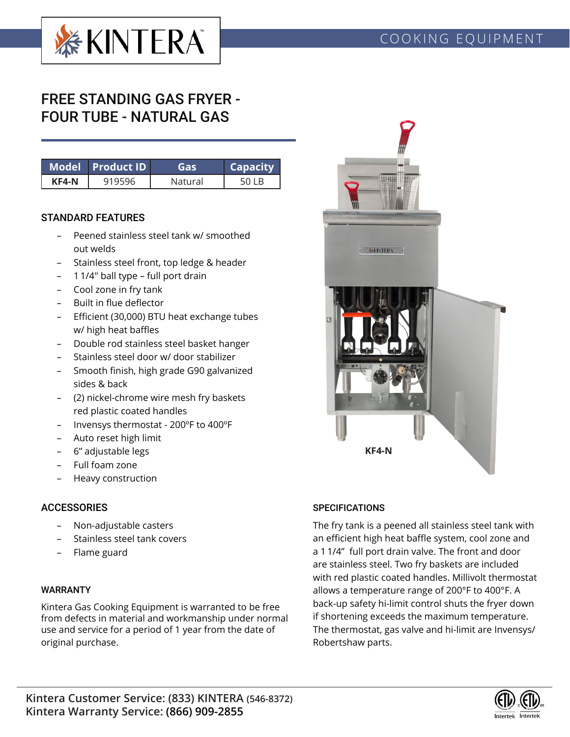# FREE STANDING GAS FRYER - FOUR TUBE - NATURAL GAS

| Model | Product ID | Gas | Capacity |
|---|---|---|---|
| KF4-N | 919596 | Natural | 50 LB |

## STANDARD FEATURES

- Peened stainless steel tank w/ smoothed out welds
- Stainless steel front, top ledge & header
- 1 1/4" ball type – full port drain
- Cool zone in fry tank
- Built in flue deflector
- Efficient (30,000) BTU heat exchange tubes w/ high heat baffles
- Double rod stainless steel basket hanger
- Stainless steel door w/ door stabilizer
- Smooth finish, high grade G90 galvanized sides & back
- (2) nickel-chrome wire mesh fry baskets red plastic coated handles
- Invensys thermostat - 200ºF to 400ºF
- Auto reset high limit
- 6" adjustable legs
- Full foam zone
- Heavy construction

KF4-N

## ACCESSORIES

- Non-adjustable casters
- Stainless steel tank covers
- Flame guard

## WARRANTY

Kintera Gas Cooking Equipment is warranted to be free from defects in material and workmanship under normal use and service for a period of 1 year from the date of original purchase.

## SPECIFICATIONS

The fry tank is a peened all stainless steel tank with an efficient high heat baffle system, cool zone and a 1 1/4" full port drain valve. The front and door are stainless steel. Two fry baskets are included with red plastic coated handles. Millivolt thermostat allows a temperature range of 200°F to 400°F. A back-up safety hi-limit control shuts the fryer down if shortening exceeds the maximum temperature. The thermostat, gas valve and hi-limit are Invensys/ Robertshaw parts.

**Kintera Customer Service: (833) KINTERA (546-8372)**
**Kintera Warranty Service: (866) 909-2855**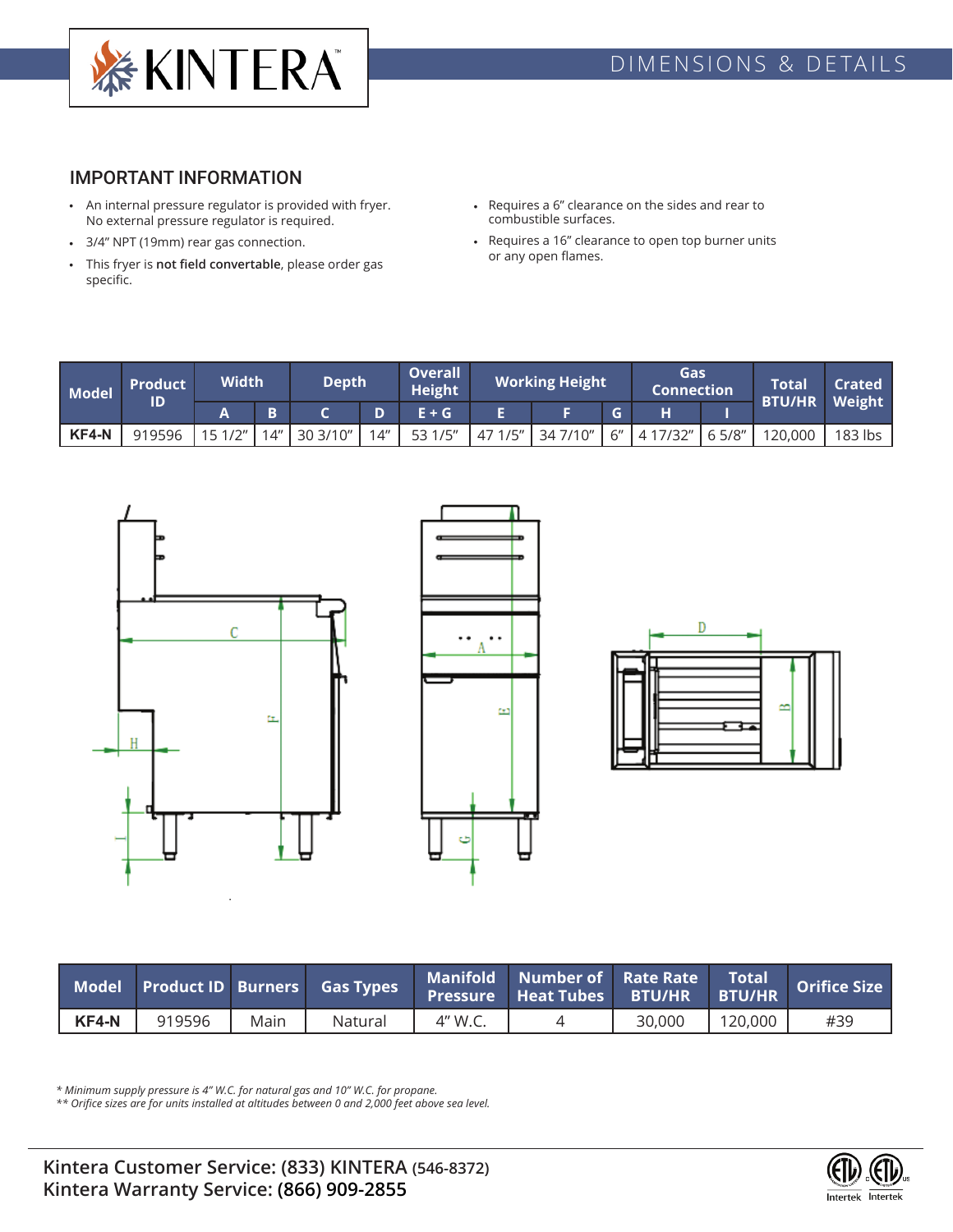## DIMENSIONS & DETAILS

### IMPORTANT INFORMATION

- An internal pressure regulator is provided with fryer. No external pressure regulator is required.
- 3/4" NPT (19mm) rear gas connection.
- This fryer is **not field convertable**, please order gas specific.
- Requires a 6" clearance on the sides and rear to combustible surfaces.
- Requires a 16" clearance to open top burner units or any open flames.

| Model | Product ID | Width | | Depth | | Overall Height | Working Height | | | Gas Connection | | Total BTU/HR | Crated Weight |
|---|---|---|---|---|---|---|---|---|---|---|---|---|---|
| | | A | B | C | D | E + G | E | F | G | H | I | | |
| **KF4-N** | 919596 | 15 1/2" | 14" | 30 3/10" | 14" | 53 1/5" | 47 1/5" | 34 7/10" | 6" | 4 17/32" | 6 5/8" | 120,000 | 183 lbs |

| Model | Product ID | Burners | Gas Types | Manifold Pressure | Number of Heat Tubes | Rate Rate BTU/HR | Total BTU/HR | Orifice Size |
|---|---|---|---|---|---|---|---|---|
| **KF4-N** | 919596 | Main | Natural | 4" W.C. | 4 | 30,000 | 120,000 | #39 |

*\* Minimum supply pressure is 4" W.C. for natural gas and 10" W.C. for propane.*
*\*\* Orifice sizes are for units installed at altitudes between 0 and 2,000 feet above sea level.*

**Kintera Customer Service: (833) KINTERA (546-8372)**
**Kintera Warranty Service: (866) 909-2855**